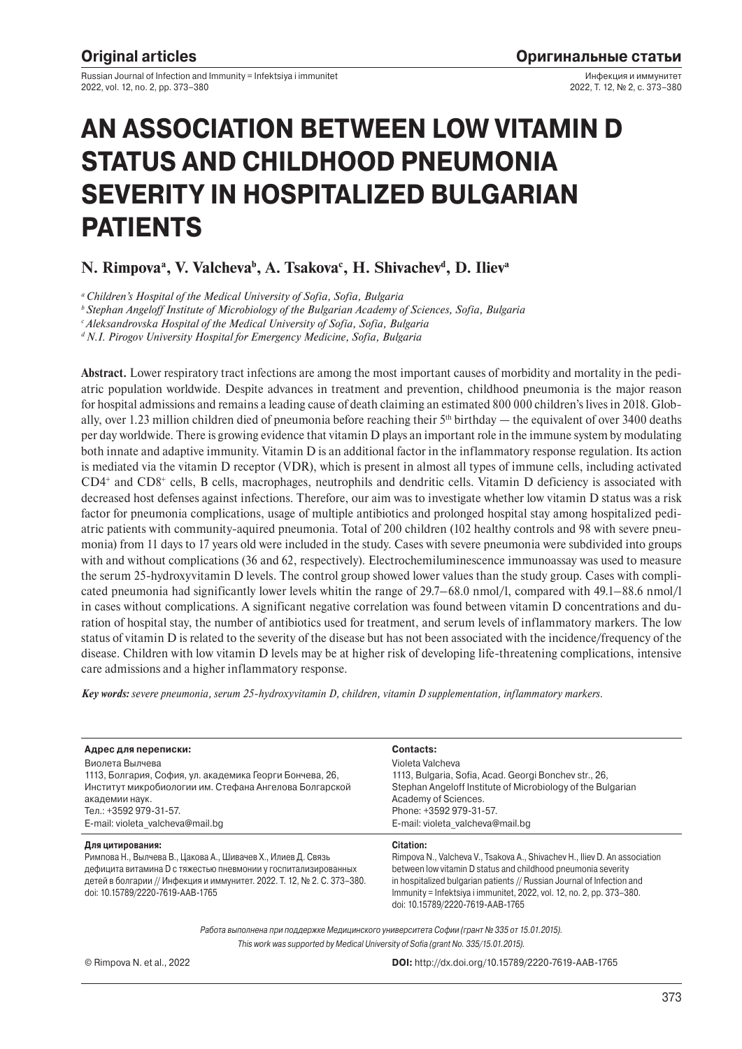# AN ASSOCIATION BETWEEN LOW VITAMIN D STATUS AND CHILDHOOD PNEUMONIA SEVERITY IN HOSPITALIZED BULGARIAN PATIENTS

**N. Rimpova[a], V. Valcheva[b], A. Tsakova[c], H. Shivachev[d], D. Iliev[a]**

*[a] Children's Hospital of the Medical University of Sofia, Sofia, Bulgaria*

*[b] Stephan Angeloff Institute of Microbiology of the Bulgarian Academy of Sciences, Sofia, Bulgaria*

*[c] Aleksandrovska Hospital of the Medical University of Sofia, Sofia, Bulgaria*

*[d] N.I. Pirogov University Hospital for Emergency Medicine, Sofia, Bulgaria*

**Abstract.** Lower respiratory tract infections are among the most important causes of morbidity and mortality in the pediatric population worldwide. Despite advances in treatment and prevention, childhood pneumonia is the major reason for hospital admissions and remains a leading cause of death claiming an estimated 800 000 children's lives in 2018. Globally, over 1.23 million children died of pneumonia before reaching their 5th birthday — the equivalent of over 3400 deaths per day worldwide. There is growing evidence that vitamin D plays an important role in the immune system by modulating both innate and adaptive immunity. Vitamin D is an additional factor in the inflammatory response regulation. Its action is mediated via the vitamin D receptor (VDR), which is present in almost all types of immune cells, including activated $CD4^+$ and $CD8^+$ cells, B cells, macrophages, neutrophils and dendritic cells. Vitamin D deficiency is associated with decreased host defenses against infections. Therefore, our aim was to investigate whether low vitamin D status was a risk factor for pneumonia complications, usage of multiple antibiotics and prolonged hospital stay among hospitalized pediatric patients with community-aquired pneumonia. Total of 200 children (102 healthy controls and 98 with severe pneumonia) from 11 days to 17 years old were included in the study. Cases with severe pneumonia were subdivided into groups with and without complications (36 and 62, respectively). Electrochemiluminescence immunoassay was used to measure the serum 25-hydroxyvitamin D levels. The control group showed lower values than the study group. Cases with complicated pneumonia had significantly lower levels whitin the range of 29.7–68.0 nmol/l, compared with 49.1–88.6 nmol/l in cases without complications. A significant negative correlation was found between vitamin D concentrations and duration of hospital stay, the number of antibiotics used for treatment, and serum levels of inflammatory markers. The low status of vitamin D is related to the severity of the disease but has not been associated with the incidence/frequency of the disease. Children with low vitamin D levels may be at higher risk of developing life-threatening complications, intensive care admissions and a higher inflammatory response.

***Key words:** severe pneumonia, serum 25-hydroxyvitamin D, children, vitamin D supplementation, inflammatory markers.*

| **Адрес для переписки:** | **Contacts:** |
|---|---|
| Виолета Вылчева<br>1113, Болгария, София, ул. академика Георги Бончева, 26,<br>Институт микробиологии им. Стефана Ангелова Болгарской академии наук.<br>Тел.: +3592 979-31-57.<br>E-mail: violeta_valcheva@mail.bg | Violeta Valcheva<br>1113, Bulgaria, Sofia, Acad. Georgi Bonchev str., 26,<br>Stephan Angeloff Institute of Microbiology of the Bulgarian Academy of Sciences.<br>Phone: +3592 979-31-57.<br>E-mail: violeta_valcheva@mail.bg |

| **Для цитирования:** | **Citation:** |
|---|---|
| Римпова Н., Вылчева В., Цакова А., Шивачев Х., Илиев Д. Связь дефицита витамина D с тяжестью пневмонии у госпитализированных детей в болгарии // Инфекция и иммунитет. 2022. Т. 12, № 2. С. 373–380. doi: 10.15789/2220-7619-AAB-1765 | Rimpova N., Valcheva V., Tsakova A., Shivachev H., Iliev D. An association between low vitamin D status and childhood pneumonia severity in hospitalized bulgarian patients // Russian Journal of Infection and Immunity = Infektsiya i immunitet, 2022, vol. 12, no. 2, pp. 373–380. doi: 10.15789/2220-7619-AAB-1765 |

*Работа выполнена при поддержке Медицинского университета Софии (грант № 335 от 15.01.2015).*

*This work was supported by Medical University of Sofia (grant No. 335/15.01.2015).*

© Rimpova N. et al., 2022

**DOI:** http://dx.doi.org/10.15789/2220-7619-AAB-1765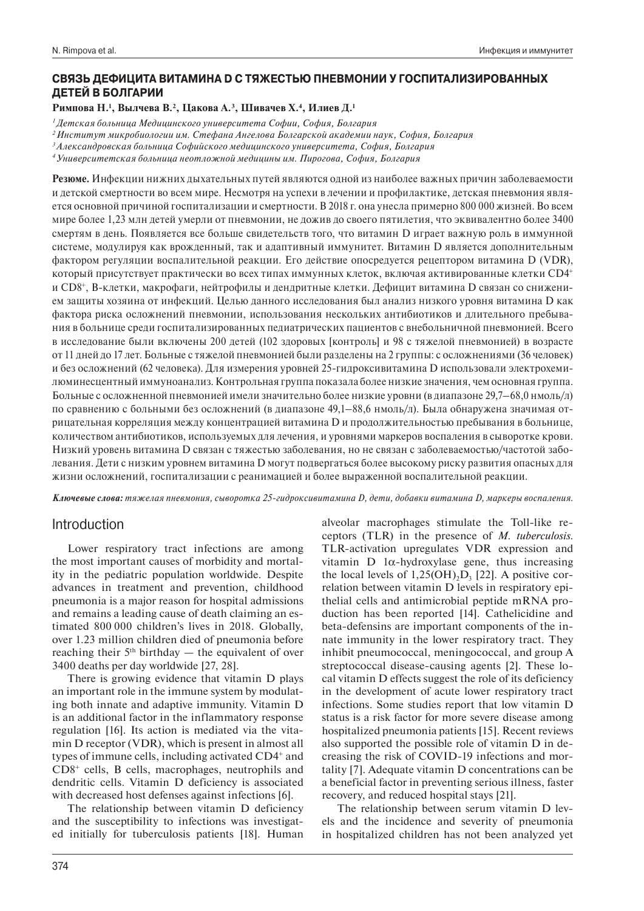## СВЯЗЬ ДЕФИЦИТА ВИТАМИНА D С ТЯЖЕСТЬЮ ПНЕВМОНИИ У ГОСПИТАЛИЗИРОВАННЫХ ДЕТЕЙ В БОЛГАРИИ

**Римпова Н.[1], Вылчева В.[2], Цакова А.[3], Шивачев Х.[4], Илиев Д.[1]**

*[1] Детская больница Медицинского университета Софии, София, Болгария*
*[2] Институт микробиологии им. Стефана Ангелова Болгарской академии наук, София, Болгария*
*[3] Александровская больница Софийского медицинского университета, София, Болгария*
*[4] Университетская больница неотложной медицины им. Пирогова, София, Болгария*

**Резюме.** Инфекции нижних дыхательных путей являются одной из наиболее важных причин заболеваемости и детской смертности во всем мире. Несмотря на успехи в лечении и профилактике, детская пневмония является основной причиной госпитализации и смертности. В 2018 г. она унесла примерно 800 000 жизней. Во всем мире более 1,23 млн детей умерли от пневмонии, не дожив до своего пятилетия, что эквивалентно более 3400 смертям в день. Появляется все больше свидетельств того, что витамин D играет важную роль в иммунной системе, модулируя как врожденный, так и адаптивный иммунитет. Витамин D является дополнительным фактором регуляции воспалительной реакции. Его действие опосредуется рецептором витамина D (VDR), который присутствует практически во всех типах иммунных клеток, включая активированные клетки $CD4^+$ и $CD8^+$, B-клетки, макрофаги, нейтрофилы и дендритные клетки. Дефицит витамина D связан со снижением защиты хозяина от инфекций. Целью данного исследования был анализ низкого уровня витамина D как фактора риска осложнений пневмонии, использования нескольких антибиотиков и длительного пребывания в больнице среди госпитализированных педиатрических пациентов с внебольничной пневмонией. Всего в исследование были включены 200 детей (102 здоровых [контроль] и 98 с тяжелой пневмонией) в возрасте от 11 дней до 17 лет. Больные с тяжелой пневмонией были разделены на 2 группы: с осложнениями (36 человек) и без осложнений (62 человека). Для измерения уровней 25-гидроксивитамина D использовали электрохемилюминесцентный иммуноанализ. Контрольная группа показала более низкие значения, чем основная группа. Больные с осложненной пневмонией имели значительно более низкие уровни (в диапазоне 29,7–68,0 нмоль/л) по сравнению с больными без осложнений (в диапазоне 49,1–88,6 нмоль/л). Была обнаружена значимая отрицательная корреляция между концентрацией витамина D и продолжительностью пребывания в больнице, количеством антибиотиков, используемых для лечения, и уровнями маркеров воспаления в сыворотке крови. Низкий уровень витамина D связан с тяжестью заболевания, но не связан с заболеваемостью/частотой заболевания. Дети с низким уровнем витамина D могут подвергаться более высокому риску развития опасных для жизни осложнений, госпитализации с реанимацией и более выраженной воспалительной реакции.

***Ключевые слова:*** *тяжелая пневмония, сыворотка 25-гидроксивитамина D, дети, добавки витамина D, маркеры воспаления.*

## Introduction

Lower respiratory tract infections are among the most important causes of morbidity and mortality in the pediatric population worldwide. Despite advances in treatment and prevention, childhood pneumonia is a major reason for hospital admissions and remains a leading cause of death claiming an estimated 800 000 children's lives in 2018. Globally, over 1.23 million children died of pneumonia before reaching their $5^{th}$ birthday — the equivalent of over 3400 deaths per day worldwide [27, 28].

There is growing evidence that vitamin D plays an important role in the immune system by modulating both innate and adaptive immunity. Vitamin D is an additional factor in the inflammatory response regulation [16]. Its action is mediated via the vitamin D receptor (VDR), which is present in almost all types of immune cells, including activated $CD4^+$ and $CD8^+$ cells, B cells, macrophages, neutrophils and dendritic cells. Vitamin D deficiency is associated with decreased host defenses against infections [6].

The relationship between vitamin D deficiency and the susceptibility to infections was investigated initially for tuberculosis patients [18]. Human alveolar macrophages stimulate the Toll-like receptors (TLR) in the presence of *M. tuberculosis*. TLR-activation upregulates VDR expression and vitamin D 1α-hydroxylase gene, thus increasing the local levels of $1,25(OH)_2D_3$ [22]. A positive correlation between vitamin D levels in respiratory epithelial cells and antimicrobial peptide mRNA production has been reported [14]. Cathelicidine and beta-defensins are important components of the innate immunity in the lower respiratory tract. They inhibit pneumococcal, meningococcal, and group A streptococcal disease-causing agents [2]. These local vitamin D effects suggest the role of its deficiency in the development of acute lower respiratory tract infections. Some studies report that low vitamin D status is a risk factor for more severe disease among hospitalized pneumonia patients [15]. Recent reviews also supported the possible role of vitamin D in decreasing the risk of COVID-19 infections and mortality [7]. Adequate vitamin D concentrations can be a beneficial factor in preventing serious illness, faster recovery, and reduced hospital stays [21].

The relationship between serum vitamin D levels and the incidence and severity of pneumonia in hospitalized children has not been analyzed yet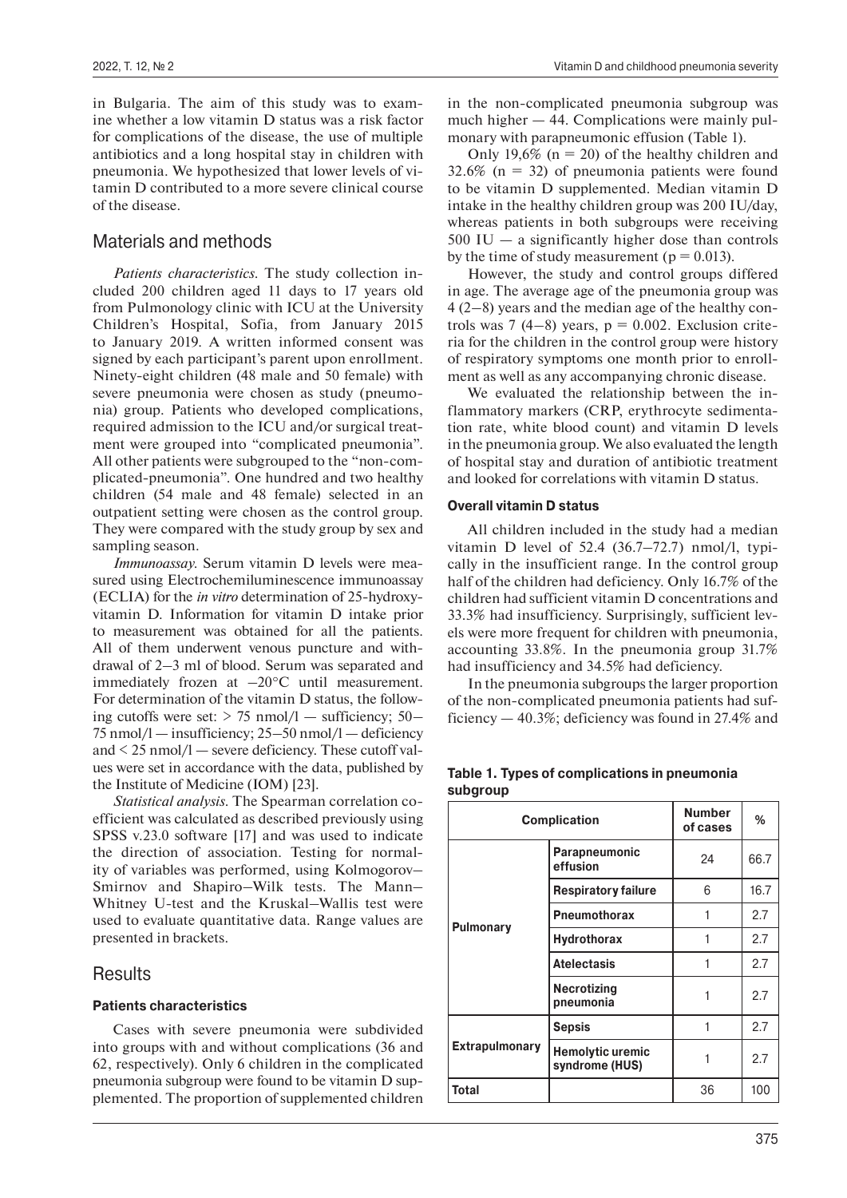in Bulgaria. The aim of this study was to examine whether a low vitamin D status was a risk factor for complications of the disease, the use of multiple antibiotics and a long hospital stay in children with pneumonia. We hypothesized that lower levels of vitamin D contributed to a more severe clinical course of the disease.

## Materials and methods

*Patients characteristics.* The study collection included 200 children aged 11 days to 17 years old from Pulmonology clinic with ICU at the University Children's Hospital, Sofia, from January 2015 to January 2019. A written informed consent was signed by each participant's parent upon enrollment. Ninety-eight children (48 male and 50 female) with severe pneumonia were chosen as study (pneumonia) group. Patients who developed complications, required admission to the ICU and/or surgical treatment were grouped into "complicated pneumonia". All other patients were subgrouped to the "non-complicated-pneumonia". One hundred and two healthy children (54 male and 48 female) selected in an outpatient setting were chosen as the control group. They were compared with the study group by sex and sampling season.

*Immunoassay.* Serum vitamin D levels were measured using Electrochemiluminescence immunoassay (ECLIA) for the *in vitro* determination of 25-hydroxyvitamin D. Information for vitamin D intake prior to measurement was obtained for all the patients. All of them underwent venous puncture and withdrawal of 2–3 ml of blood. Serum was separated and immediately frozen at –20°C until measurement. For determination of the vitamin D status, the following cutoffs were set: > 75 nmol/l — sufficiency; 50–75 nmol/l — insufficiency; 25–50 nmol/l — deficiency and < 25 nmol/l — severe deficiency. These cutoff values were set in accordance with the data, published by the Institute of Medicine (IOM) [23].

*Statistical analysis.* The Spearman correlation coefficient was calculated as described previously using SPSS v.23.0 software [17] and was used to indicate the direction of association. Testing for normality of variables was performed, using Kolmogorov–Smirnov and Shapiro–Wilk tests. The Mann–Whitney U-test and the Kruskal–Wallis test were used to evaluate quantitative data. Range values are presented in brackets.

## Results

### Patients characteristics

Cases with severe pneumonia were subdivided into groups with and without complications (36 and 62, respectively). Only 6 children in the complicated pneumonia subgroup were found to be vitamin D supplemented. The proportion of supplemented children in the non-complicated pneumonia subgroup was much higher — 44. Complications were mainly pulmonary with parapneumonic effusion (Table 1).

Only 19,6% (n = 20) of the healthy children and 32.6% (n = 32) of pneumonia patients were found to be vitamin D supplemented. Median vitamin D intake in the healthy children group was 200 IU/day, whereas patients in both subgroups were receiving 500 IU — a significantly higher dose than controls by the time of study measurement ($p = 0.013$).

However, the study and control groups differed in age. The average age of the pneumonia group was 4 (2–8) years and the median age of the healthy controls was 7 (4–8) years, $p = 0.002$. Exclusion criteria for the children in the control group were history of respiratory symptoms one month prior to enrollment as well as any accompanying chronic disease.

We evaluated the relationship between the inflammatory markers (CRP, erythrocyte sedimentation rate, white blood count) and vitamin D levels in the pneumonia group. We also evaluated the length of hospital stay and duration of antibiotic treatment and looked for correlations with vitamin D status.

### Overall vitamin D status

All children included in the study had a median vitamin D level of 52.4 (36.7–72.7) nmol/l, typically in the insufficient range. In the control group half of the children had deficiency. Only 16.7% of the children had sufficient vitamin D concentrations and 33.3% had insufficiency. Surprisingly, sufficient levels were more frequent for children with pneumonia, accounting 33.8%. In the pneumonia group 31.7% had insufficiency and 34.5% had deficiency.

In the pneumonia subgroups the larger proportion of the non-complicated pneumonia patients had sufficiency — 40.3%; deficiency was found in 27.4% and

**Table 1. Types of complications in pneumonia subgroup**

| Complication | | Number of cases | % |
|---|---|---|---|
| Pulmonary | Parapneumonic effusion | 24 | 66.7 |
| | Respiratory failure | 6 | 16.7 |
| | Pneumothorax | 1 | 2.7 |
| | Hydrothorax | 1 | 2.7 |
| | Atelectasis | 1 | 2.7 |
| | Necrotizing pneumonia | 1 | 2.7 |
| Extrapulmonary | Sepsis | 1 | 2.7 |
| | Hemolytic uremic syndrome (HUS) | 1 | 2.7 |
| **Total** | | 36 | 100 |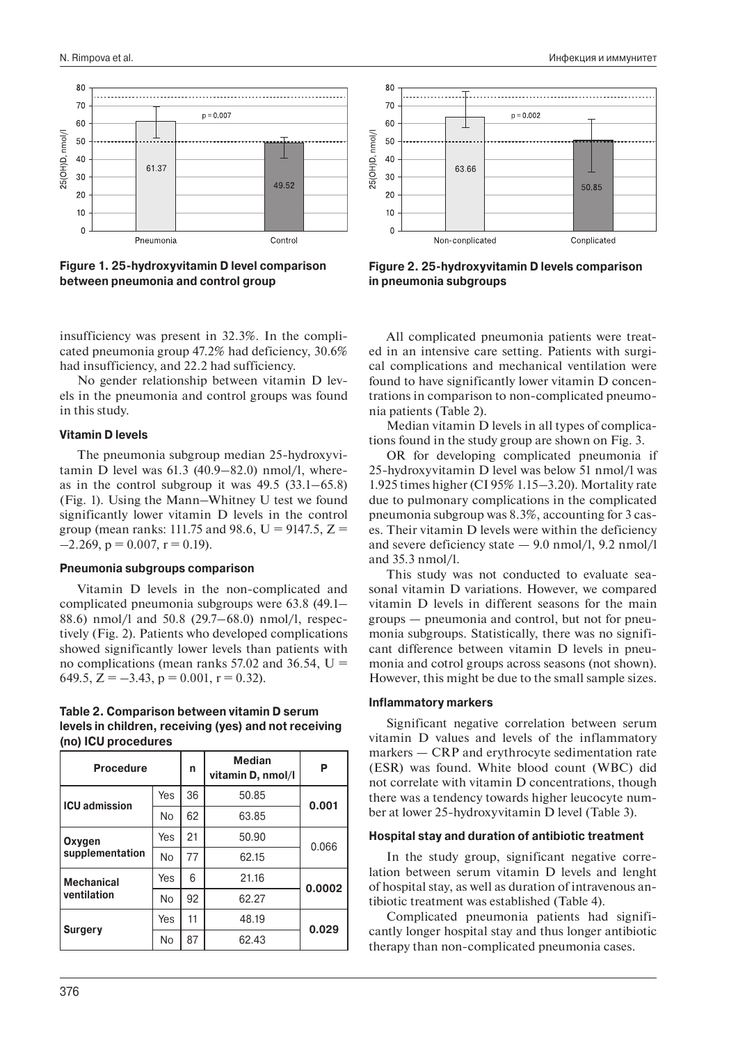Figure 1. 25-hydroxyvitamin D level comparison between pneumonia and control group

Figure 2. 25-hydroxyvitamin D levels comparison in pneumonia subgroups

insufficiency was present in 32.3%. In the complicated pneumonia group 47.2% had deficiency, 30.6% had insufficiency, and 22.2 had sufficiency.

No gender relationship between vitamin D levels in the pneumonia and control groups was found in this study.

### Vitamin D levels

The pneumonia subgroup median 25-hydroxyvitamin D level was 61.3 (40.9–82.0) nmol/l, whereas in the control subgroup it was 49.5 (33.1–65.8) (Fig. 1). Using the Mann–Whitney U test we found significantly lower vitamin D levels in the control group (mean ranks: 111.75 and 98.6, $U = 9147.5$, $Z = -2.269$, $p = 0.007$, $r = 0.19$).

### Pneumonia subgroups comparison

Vitamin D levels in the non-complicated and complicated pneumonia subgroups were 63.8 (49.1–88.6) nmol/l and 50.8 (29.7–68.0) nmol/l, respectively (Fig. 2). Patients who developed complications showed significantly lower levels than patients with no complications (mean ranks 57.02 and 36.54, $U = 649.5$, $Z = -3.43$, $p = 0.001$, $r = 0.32$).

**Table 2. Comparison between vitamin D serum levels in children, receiving (yes) and not receiving (no) ICU procedures**

| Procedure | | n | Median vitamin D, nmol/l | P |
|---|---|---|---|---|
| **ICU admission** | Yes | 36 | 50.85 | **0.001** |
| | No | 62 | 63.85 | |
| **Oxygen supplementation** | Yes | 21 | 50.90 | 0.066 |
| | No | 77 | 62.15 | |
| **Mechanical ventilation** | Yes | 6 | 21.16 | **0.0002** |
| | No | 92 | 62.27 | |
| **Surgery** | Yes | 11 | 48.19 | **0.029** |
| | No | 87 | 62.43 | |

All complicated pneumonia patients were treated in an intensive care setting. Patients with surgical complications and mechanical ventilation were found to have significantly lower vitamin D concentrations in comparison to non-complicated pneumonia patients (Table 2).

Median vitamin D levels in all types of complications found in the study group are shown on Fig. 3.

OR for developing complicated pneumonia if 25-hydroxyvitamin D level was below 51 nmol/l was 1.925 times higher (CI 95% 1.15–3.20). Mortality rate due to pulmonary complications in the complicated pneumonia subgroup was 8.3%, accounting for 3 cases. Their vitamin D levels were within the deficiency and severe deficiency state — 9.0 nmol/l, 9.2 nmol/l and 35.3 nmol/l.

This study was not conducted to evaluate seasonal vitamin D variations. However, we compared vitamin D levels in different seasons for the main groups — pneumonia and control, but not for pneumonia subgroups. Statistically, there was no significant difference between vitamin D levels in pneumonia and cotrol groups across seasons (not shown). However, this might be due to the small sample sizes.

### Inflammatory markers

Significant negative correlation between serum vitamin D values and levels of the inflammatory markers — CRP and erythrocyte sedimentation rate (ESR) was found. White blood count (WBC) did not correlate with vitamin D concentrations, though there was a tendency towards higher leucocyte number at lower 25-hydroxyvitamin D level (Table 3).

### Hospital stay and duration of antibiotic treatment

In the study group, significant negative correlation between serum vitamin D levels and lenght of hospital stay, as well as duration of intravenous antibiotic treatment was established (Table 4).

Complicated pneumonia patients had significantly longer hospital stay and thus longer antibiotic therapy than non-complicated pneumonia cases.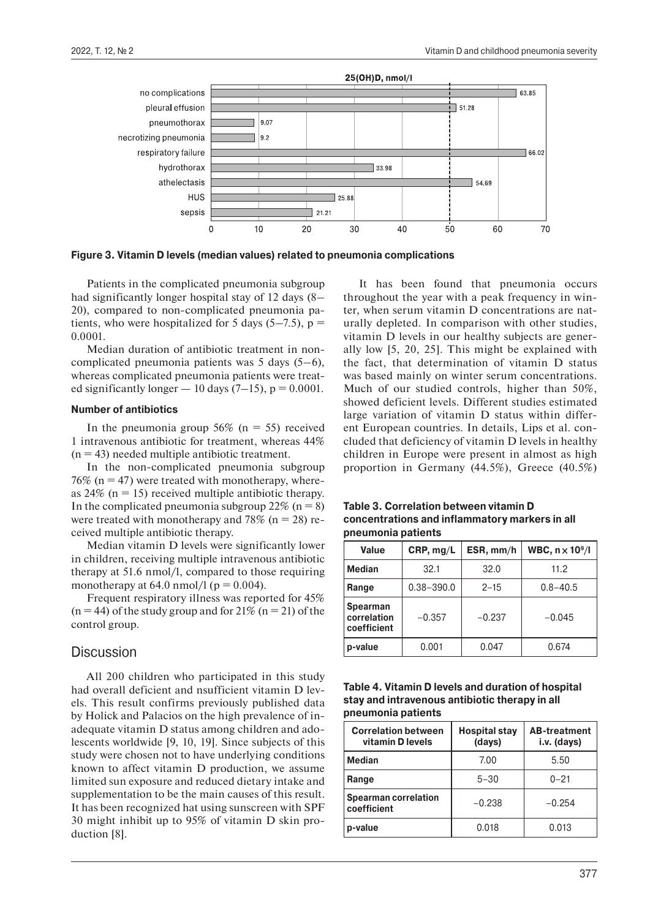**Figure 3. Vitamin D levels (median values) related to pneumonia complications**

Patients in the complicated pneumonia subgroup had significantly longer hospital stay of 12 days (8–20), compared to non-complicated pneumonia patients, who were hospitalized for 5 days (5–7.5), $p = 0.0001$.

Median duration of antibiotic treatment in non-complicated pneumonia patients was 5 days (5–6), whereas complicated pneumonia patients were treated significantly longer — 10 days (7–15), $p = 0.0001$.

### Number of antibiotics

In the pneumonia group 56% ($n = 55$) received 1 intravenous antibiotic for treatment, whereas 44% ($n = 43$) needed multiple antibiotic treatment.

In the non-complicated pneumonia subgroup 76% ($n = 47$) were treated with monotherapy, whereas 24% ($n = 15$) received multiple antibiotic therapy. In the complicated pneumonia subgroup 22% ($n = 8$) were treated with monotherapy and 78% ($n = 28$) received multiple antibiotic therapy.

Median vitamin D levels were significantly lower in children, receiving multiple intravenous antibiotic therapy at 51.6 nmol/l, compared to those requiring monotherapy at 64.0 nmol/l ($p = 0.004$).

Frequent respiratory illness was reported for 45% ($n = 44$) of the study group and for 21% ($n = 21$) of the control group.

## Discussion

All 200 children who participated in this study had overall deficient and nsufficient vitamin D levels. This result confirms previously published data by Holick and Palacios on the high prevalence of inadequate vitamin D status among children and adolescents worldwide [9, 10, 19]. Since subjects of this study were chosen not to have underlying conditions known to affect vitamin D production, we assume limited sun exposure and reduced dietary intake and supplementation to be the main causes of this result. It has been recognized hat using sunscreen with SPF 30 might inhibit up to 95% of vitamin D skin production [8].

It has been found that pneumonia occurs throughout the year with a peak frequency in winter, when serum vitamin D concentrations are naturally depleted. In comparison with other studies, vitamin D levels in our healthy subjects are generally low [5, 20, 25]. This might be explained with the fact, that determination of vitamin D status was based mainly on winter serum concentrations. Much of our studied controls, higher than 50%, showed deficient levels. Different studies estimated large variation of vitamin D status within different European countries. In details, Lips et al. concluded that deficiency of vitamin D levels in healthy children in Europe were present in almost as high proportion in Germany (44.5%), Greece (40.5%)

**Table 3. Correlation between vitamin D concentrations and inflammatory markers in all pneumonia patients**

| Value | CRP, mg/L | ESR, mm/h | WBC, $n \times 10^9$/l |
|---|---|---|---|
| Median | 32.1 | 32.0 | 11.2 |
| Range | 0.38–390.0 | 2–15 | 0.8–40.5 |
| Spearman correlation coefficient | −0.357 | −0.237 | −0.045 |
| p-value | 0.001 | 0.047 | 0.674 |

**Table 4. Vitamin D levels and duration of hospital stay and intravenous antibiotic therapy in all pneumonia patients**

| Correlation between vitamin D levels | Hospital stay (days) | AB-treatment i.v. (days) |
|---|---|---|
| Median | 7.00 | 5.50 |
| Range | 5–30 | 0–21 |
| Spearman correlation coefficient | −0.238 | −0.254 |
| p-value | 0.018 | 0.013 |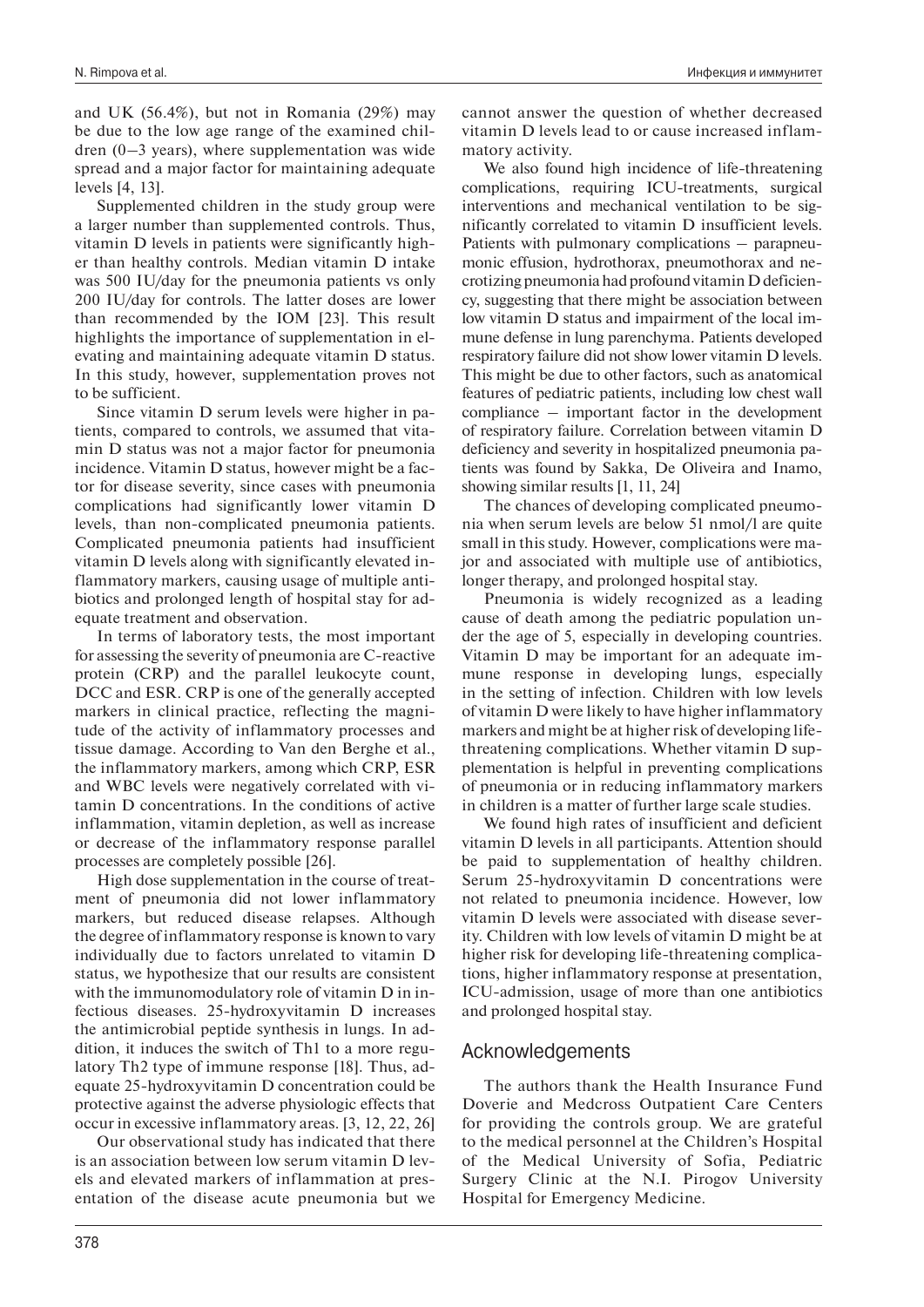and UK (56.4%), but not in Romania (29%) may be due to the low age range of the examined children (0–3 years), where supplementation was wide spread and a major factor for maintaining adequate levels [4, 13].

Supplemented children in the study group were a larger number than supplemented controls. Thus, vitamin D levels in patients were significantly higher than healthy controls. Median vitamin D intake was 500 IU/day for the pneumonia patients vs only 200 IU/day for controls. The latter doses are lower than recommended by the IOM [23]. This result highlights the importance of supplementation in elevating and maintaining adequate vitamin D status. In this study, however, supplementation proves not to be sufficient.

Since vitamin D serum levels were higher in patients, compared to controls, we assumed that vitamin D status was not a major factor for pneumonia incidence. Vitamin D status, however might be a factor for disease severity, since cases with pneumonia complications had significantly lower vitamin D levels, than non-complicated pneumonia patients. Complicated pneumonia patients had insufficient vitamin D levels along with significantly elevated inflammatory markers, causing usage of multiple antibiotics and prolonged length of hospital stay for adequate treatment and observation.

In terms of laboratory tests, the most important for assessing the severity of pneumonia are C-reactive protein (CRP) and the parallel leukocyte count, DCC and ESR. CRP is one of the generally accepted markers in clinical practice, reflecting the magnitude of the activity of inflammatory processes and tissue damage. According to Van den Berghe et al., the inflammatory markers, among which CRP, ESR and WBC levels were negatively correlated with vitamin D concentrations. In the conditions of active inflammation, vitamin depletion, as well as increase or decrease of the inflammatory response parallel processes are completely possible [26].

High dose supplementation in the course of treatment of pneumonia did not lower inflammatory markers, but reduced disease relapses. Although the degree of inflammatory response is known to vary individually due to factors unrelated to vitamin D status, we hypothesize that our results are consistent with the immunomodulatory role of vitamin D in infectious diseases. 25-hydroxyvitamin D increases the antimicrobial peptide synthesis in lungs. In addition, it induces the switch of Th1 to a more regulatory Th2 type of immune response [18]. Thus, adequate 25-hydroxyvitamin D concentration could be protective against the adverse physiologic effects that occur in excessive inflammatory areas. [3, 12, 22, 26]

Our observational study has indicated that there is an association between low serum vitamin D levels and elevated markers of inflammation at presentation of the disease acute pneumonia but we cannot answer the question of whether decreased vitamin D levels lead to or cause increased inflammatory activity.

We also found high incidence of life-threatening complications, requiring ICU-treatments, surgical interventions and mechanical ventilation to be significantly correlated to vitamin D insufficient levels. Patients with pulmonary complications — parapneumonic effusion, hydrothorax, pneumothorax and necrotizing pneumonia had profound vitamin D deficiency, suggesting that there might be association between low vitamin D status and impairment of the local immune defense in lung parenchyma. Patients developed respiratory failure did not show lower vitamin D levels. This might be due to other factors, such as anatomical features of pediatric patients, including low chest wall compliance — important factor in the development of respiratory failure. Correlation between vitamin D deficiency and severity in hospitalized pneumonia patients was found by Sakka, De Oliveira and Inamo, showing similar results [1, 11, 24]

The chances of developing complicated pneumonia when serum levels are below 51 nmol/l are quite small in this study. However, complications were major and associated with multiple use of antibiotics, longer therapy, and prolonged hospital stay.

Pneumonia is widely recognized as a leading cause of death among the pediatric population under the age of 5, especially in developing countries. Vitamin D may be important for an adequate immune response in developing lungs, especially in the setting of infection. Children with low levels of vitamin D were likely to have higher inflammatory markers and might be at higher risk of developing life-threatening complications. Whether vitamin D supplementation is helpful in preventing complications of pneumonia or in reducing inflammatory markers in children is a matter of further large scale studies.

We found high rates of insufficient and deficient vitamin D levels in all participants. Attention should be paid to supplementation of healthy children. Serum 25-hydroxyvitamin D concentrations were not related to pneumonia incidence. However, low vitamin D levels were associated with disease severity. Children with low levels of vitamin D might be at higher risk for developing life-threatening complications, higher inflammatory response at presentation, ICU-admission, usage of more than one antibiotics and prolonged hospital stay.

## Acknowledgements

The authors thank the Health Insurance Fund Doverie and Medcross Outpatient Care Centers for providing the controls group. We are grateful to the medical personnel at the Children's Hospital of the Medical University of Sofia, Pediatric Surgery Clinic at the N.I. Pirogov University Hospital for Emergency Medicine.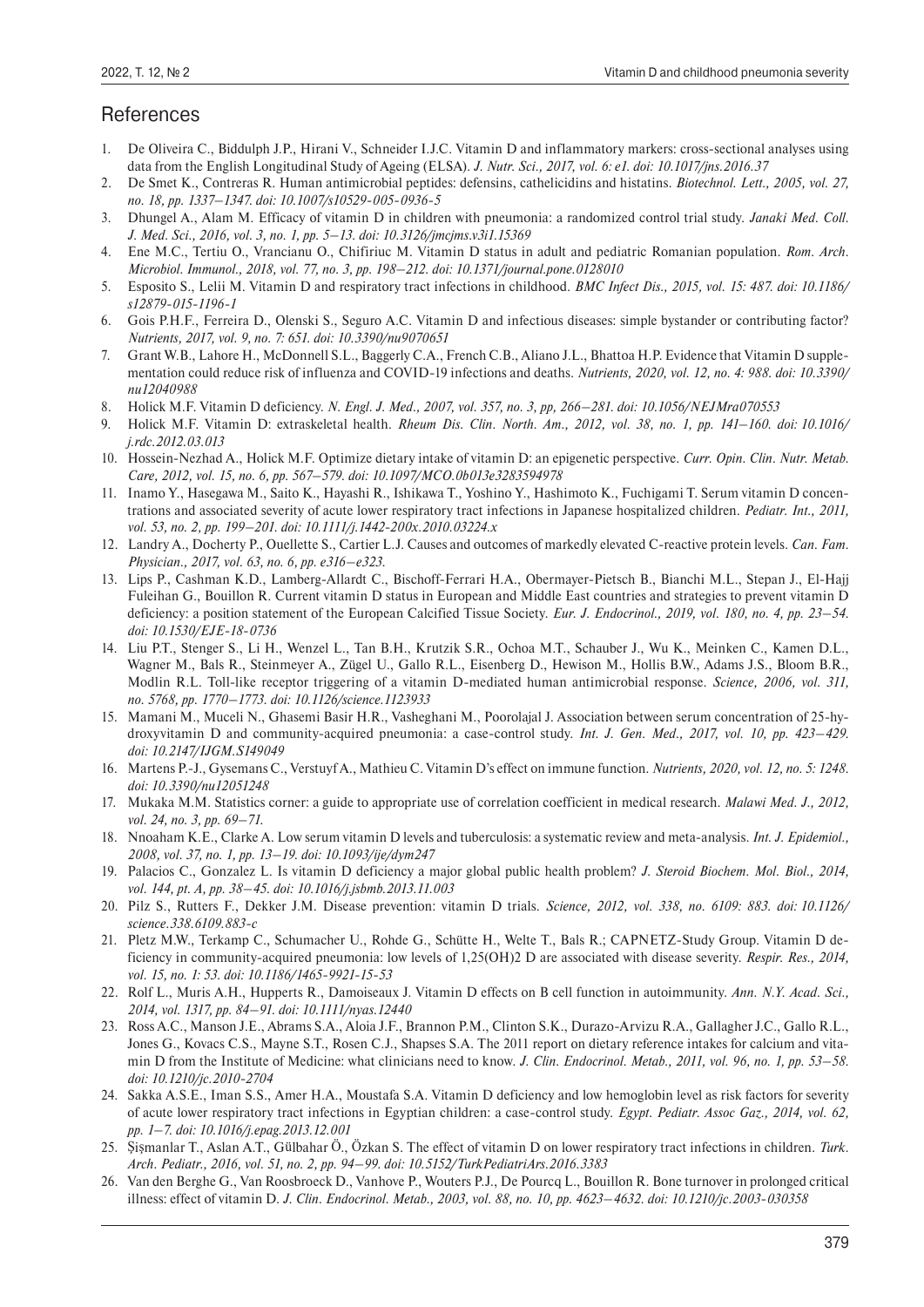## References

1. De Oliveira C., Biddulph J.P., Hirani V., Schneider I.J.C. Vitamin D and inflammatory markers: cross-sectional analyses using data from the English Longitudinal Study of Ageing (ELSA). *J. Nutr. Sci., 2017, vol. 6: e1. doi: 10.1017/jns.2016.37*
2. De Smet K., Contreras R. Human antimicrobial peptides: defensins, cathelicidins and histatins. *Biotechnol. Lett., 2005, vol. 27, no. 18, pp. 1337–1347. doi: 10.1007/s10529-005-0936-5*
3. Dhungel A., Alam M. Efficacy of vitamin D in children with pneumonia: a randomized control trial study. *Janaki Med. Coll. J. Med. Sci., 2016, vol. 3, no. 1, pp. 5–13. doi: 10.3126/jmcjms.v3i1.15369*
4. Ene M.C., Tertiu O., Vrancianu O., Chifiriuc M. Vitamin D status in adult and pediatric Romanian population. *Rom. Arch. Microbiol. Immunol., 2018, vol. 77, no. 3, pp. 198–212. doi: 10.1371/journal.pone.0128010*
5. Esposito S., Lelii M. Vitamin D and respiratory tract infections in childhood. *BMC Infect Dis., 2015, vol. 15: 487. doi: 10.1186/s12879-015-1196-1*
6. Gois P.H.F., Ferreira D., Olenski S., Seguro A.C. Vitamin D and infectious diseases: simple bystander or contributing factor? *Nutrients, 2017, vol. 9, no. 7: 651. doi: 10.3390/nu9070651*
7. Grant W.B., Lahore H., McDonnell S.L., Baggerly C.A., French C.B., Aliano J.L., Bhattoa H.P. Evidence that Vitamin D supplementation could reduce risk of influenza and COVID-19 infections and deaths. *Nutrients, 2020, vol. 12, no. 4: 988. doi: 10.3390/nu12040988*
8. Holick M.F. Vitamin D deficiency. *N. Engl. J. Med., 2007, vol. 357, no. 3, pp, 266–281. doi: 10.1056/NEJMra070553*
9. Holick M.F. Vitamin D: extraskeletal health. *Rheum Dis. Clin. North. Am., 2012, vol. 38, no. 1, pp. 141–160. doi: 10.1016/j.rdc.2012.03.013*
10. Hossein-Nezhad A., Holick M.F. Optimize dietary intake of vitamin D: an epigenetic perspective. *Curr. Opin. Clin. Nutr. Metab. Care, 2012, vol. 15, no. 6, pp. 567–579. doi: 10.1097/MCO.0b013e3283594978*
11. Inamo Y., Hasegawa M., Saito K., Hayashi R., Ishikawa T., Yoshino Y., Hashimoto K., Fuchigami T. Serum vitamin D concentrations and associated severity of acute lower respiratory tract infections in Japanese hospitalized children. *Pediatr. Int., 2011, vol. 53, no. 2, pp. 199–201. doi: 10.1111/j.1442-200x.2010.03224.x*
12. Landry A., Docherty P., Ouellette S., Cartier L.J. Causes and outcomes of markedly elevated C-reactive protein levels. *Can. Fam. Physician., 2017, vol. 63, no. 6, pp. e316–e323.*
13. Lips P., Cashman K.D., Lamberg-Allardt C., Bischoff-Ferrari H.A., Obermayer-Pietsch B., Bianchi M.L., Stepan J., El-Hajj Fuleihan G., Bouillon R. Current vitamin D status in European and Middle East countries and strategies to prevent vitamin D deficiency: a position statement of the European Calcified Tissue Society. *Eur. J. Endocrinol., 2019, vol. 180, no. 4, pp. 23–54. doi: 10.1530/EJE-18-0736*
14. Liu P.T., Stenger S., Li H., Wenzel L., Tan B.H., Krutzik S.R., Ochoa M.T., Schauber J., Wu K., Meinken C., Kamen D.L., Wagner M., Bals R., Steinmeyer A., Zügel U., Gallo R.L., Eisenberg D., Hewison M., Hollis B.W., Adams J.S., Bloom B.R., Modlin R.L. Toll-like receptor triggering of a vitamin D-mediated human antimicrobial response. *Science, 2006, vol. 311, no. 5768, pp. 1770–1773. doi: 10.1126/science.1123933*
15. Mamani M., Muceli N., Ghasemi Basir H.R., Vasheghani M., Poorolajal J. Association between serum concentration of 25-hydroxyvitamin D and community-acquired pneumonia: a case-control study. *Int. J. Gen. Med., 2017, vol. 10, pp. 423–429. doi: 10.2147/IJGM.S149049*
16. Martens P.-J., Gysemans C., Verstuyf A., Mathieu C. Vitamin D's effect on immune function. *Nutrients, 2020, vol. 12, no. 5: 1248. doi: 10.3390/nu12051248*
17. Mukaka M.M. Statistics corner: a guide to appropriate use of correlation coefficient in medical research. *Malawi Med. J., 2012, vol. 24, no. 3, pp. 69–71.*
18. Nnoaham K.E., Clarke A. Low serum vitamin D levels and tuberculosis: a systematic review and meta-analysis. *Int. J. Epidemiol., 2008, vol. 37, no. 1, pp. 13–19. doi: 10.1093/ije/dym247*
19. Palacios C., Gonzalez L. Is vitamin D deficiency a major global public health problem? *J. Steroid Biochem. Mol. Biol., 2014, vol. 144, pt. A, pp. 38–45. doi: 10.1016/j.jsbmb.2013.11.003*
20. Pilz S., Rutters F., Dekker J.M. Disease prevention: vitamin D trials. *Science, 2012, vol. 338, no. 6109: 883. doi: 10.1126/science.338.6109.883-c*
21. Pletz M.W., Terkamp C., Schumacher U., Rohde G., Schütte H., Welte T., Bals R.; CAPNETZ-Study Group. Vitamin D deficiency in community-acquired pneumonia: low levels of 1,25(OH)2 D are associated with disease severity. *Respir. Res., 2014, vol. 15, no. 1: 53. doi: 10.1186/1465-9921-15-53*
22. Rolf L., Muris A.H., Hupperts R., Damoiseaux J. Vitamin D effects on B cell function in autoimmunity. *Ann. N.Y. Acad. Sci., 2014, vol. 1317, pp. 84–91. doi: 10.1111/nyas.12440*
23. Ross A.C., Manson J.E., Abrams S.A., Aloia J.F., Brannon P.M., Clinton S.K., Durazo-Arvizu R.A., Gallagher J.C., Gallo R.L., Jones G., Kovacs C.S., Mayne S.T., Rosen C.J., Shapses S.A. The 2011 report on dietary reference intakes for calcium and vitamin D from the Institute of Medicine: what clinicians need to know. *J. Clin. Endocrinol. Metab., 2011, vol. 96, no. 1, pp. 53–58. doi: 10.1210/jc.2010-2704*
24. Sakka A.S.E., Iman S.S., Amer H.A., Moustafa S.A. Vitamin D deficiency and low hemoglobin level as risk factors for severity of acute lower respiratory tract infections in Egyptian children: a case-control study. *Egypt. Pediatr. Assoc Gaz., 2014, vol. 62, pp. 1–7. doi: 10.1016/j.epag.2013.12.001*
25. Şişmanlar T., Aslan A.T., Gülbahar Ö., Özkan S. The effect of vitamin D on lower respiratory tract infections in children. *Turk. Arch. Pediatr., 2016, vol. 51, no. 2, pp. 94–99. doi: 10.5152/TurkPediatriArs.2016.3383*
26. Van den Berghe G., Van Roosbroeck D., Vanhove P., Wouters P.J., De Pourcq L., Bouillon R. Bone turnover in prolonged critical illness: effect of vitamin D. *J. Clin. Endocrinol. Metab., 2003, vol. 88, no. 10, pp. 4623–4632. doi: 10.1210/jc.2003-030358*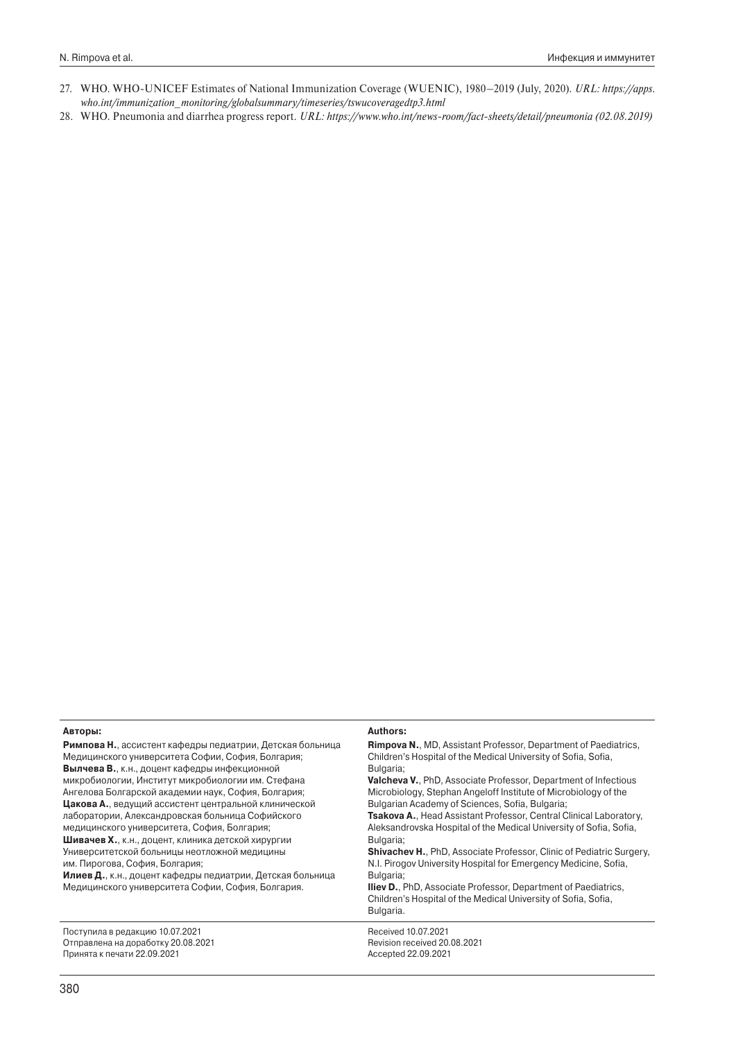27. WHO. WHO-UNICEF Estimates of National Immunization Coverage (WUENIC), 1980–2019 (July, 2020). *URL: https://apps.who.int/immunization_monitoring/globalsummary/timeseries/tswucoveragedtp3.html*
28. WHO. Pneumonia and diarrhea progress report. *URL: https://www.who.int/news-room/fact-sheets/detail/pneumonia (02.08.2019)*

**Авторы:**

**Римпова Н.**, ассистент кафедры педиатрии, Детская больница Медицинского университета Софии, София, Болгария;
**Вылчева В.**, к.н., доцент кафедры инфекционной микробиологии, Институт микробиологии им. Стефана Ангелова Болгарской академии наук, София, Болгария;
**Цакова А.**, ведущий ассистент центральной клинической лаборатории, Александровская больница Софийского медицинского университета, София, Болгария;
**Шивачев Х.**, к.н., доцент, клиника детской хирургии Университетской больницы неотложной медицины им. Пирогова, София, Болгария;
**Илиев Д.**, к.н., доцент кафедры педиатрии, Детская больница Медицинского университета Софии, София, Болгария.

Поступила в редакцию 10.07.2021
Отправлена на доработку 20.08.2021
Принята к печати 22.09.2021

**Authors:**

**Rimpova N.**, MD, Assistant Professor, Department of Paediatrics, Children's Hospital of the Medical University of Sofia, Sofia, Bulgaria;
**Valcheva V.**, PhD, Associate Professor, Department of Infectious Microbiology, Stephan Angeloff Institute of Microbiology of the Bulgarian Academy of Sciences, Sofia, Bulgaria;
**Tsakova A.**, Head Assistant Professor, Central Clinical Laboratory, Aleksandrovska Hospital of the Medical University of Sofia, Sofia, Bulgaria;
**Shivachev H.**, PhD, Associate Professor, Clinic of Pediatric Surgery, N.I. Pirogov University Hospital for Emergency Medicine, Sofia, Bulgaria;
**Iliev D.**, PhD, Associate Professor, Department of Paediatrics, Children's Hospital of the Medical University of Sofia, Sofia, Bulgaria.

Received 10.07.2021
Revision received 20.08.2021
Accepted 22.09.2021